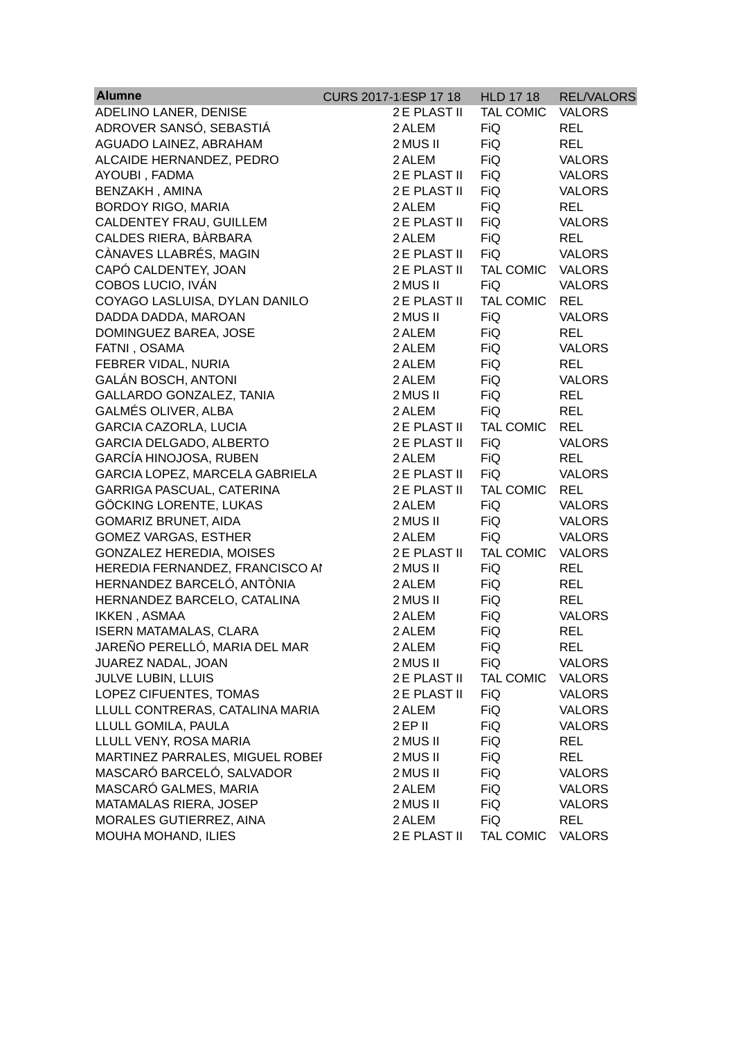| Alumne | CURS 2017-1 | ESP 17 18 | HLD 17 18 | REL/VALORS |
|---|---|---|---|---|
| ADELINO LANER, DENISE | 2 | E PLAST II | TAL COMIC | VALORS |
| ADROVER SANSÓ, SEBASTIÁ | 2 | ALEM | FiQ | REL |
| AGUADO LAINEZ, ABRAHAM | 2 | MUS II | FiQ | REL |
| ALCAIDE HERNANDEZ, PEDRO | 2 | ALEM | FiQ | VALORS |
| AYOUBI , FADMA | 2 | E PLAST II | FiQ | VALORS |
| BENZAKH , AMINA | 2 | E PLAST II | FiQ | VALORS |
| BORDOY RIGO, MARIA | 2 | ALEM | FiQ | REL |
| CALDENTEY FRAU, GUILLEM | 2 | E PLAST II | FiQ | VALORS |
| CALDES RIERA, BÀRBARA | 2 | ALEM | FiQ | REL |
| CÀNAVES LLABRÉS, MAGIN | 2 | E PLAST II | FiQ | VALORS |
| CAPÓ CALDENTEY, JOAN | 2 | E PLAST II | TAL COMIC | VALORS |
| COBOS LUCIO, IVÁN | 2 | MUS II | FiQ | VALORS |
| COYAGO LASLUISA, DYLAN DANILO | 2 | E PLAST II | TAL COMIC | REL |
| DADDA DADDA, MAROAN | 2 | MUS II | FiQ | VALORS |
| DOMINGUEZ BAREA, JOSE | 2 | ALEM | FiQ | REL |
| FATNI , OSAMA | 2 | ALEM | FiQ | VALORS |
| FEBRER VIDAL, NURIA | 2 | ALEM | FiQ | REL |
| GALÁN BOSCH, ANTONI | 2 | ALEM | FiQ | VALORS |
| GALLARDO GONZALEZ, TANIA | 2 | MUS II | FiQ | REL |
| GALMÉS OLIVER, ALBA | 2 | ALEM | FiQ | REL |
| GARCIA CAZORLA, LUCIA | 2 | E PLAST II | TAL COMIC | REL |
| GARCIA DELGADO, ALBERTO | 2 | E PLAST II | FiQ | VALORS |
| GARCÍA HINOJOSA, RUBEN | 2 | ALEM | FiQ | REL |
| GARCIA LOPEZ, MARCELA GABRIELA | 2 | E PLAST II | FiQ | VALORS |
| GARRIGA PASCUAL, CATERINA | 2 | E PLAST II | TAL COMIC | REL |
| GÖCKING LORENTE, LUKAS | 2 | ALEM | FiQ | VALORS |
| GOMARIZ BRUNET, AIDA | 2 | MUS II | FiQ | VALORS |
| GOMEZ VARGAS, ESTHER | 2 | ALEM | FiQ | VALORS |
| GONZALEZ HEREDIA, MOISES | 2 | E PLAST II | TAL COMIC | VALORS |
| HEREDIA FERNANDEZ, FRANCISCO AI | 2 | MUS II | FiQ | REL |
| HERNANDEZ BARCELÓ, ANTÒNIA | 2 | ALEM | FiQ | REL |
| HERNANDEZ BARCELO, CATALINA | 2 | MUS II | FiQ | REL |
| IKKEN , ASMAA | 2 | ALEM | FiQ | VALORS |
| ISERN MATAMALAS, CLARA | 2 | ALEM | FiQ | REL |
| JAREÑO PERELLÓ, MARIA DEL MAR | 2 | ALEM | FiQ | REL |
| JUAREZ NADAL, JOAN | 2 | MUS II | FiQ | VALORS |
| JULVE LUBIN, LLUIS | 2 | E PLAST II | TAL COMIC | VALORS |
| LOPEZ CIFUENTES, TOMAS | 2 | E PLAST II | FiQ | VALORS |
| LLULL CONTRERAS, CATALINA MARIA | 2 | ALEM | FiQ | VALORS |
| LLULL GOMILA, PAULA | 2 | EP II | FiQ | VALORS |
| LLULL VENY, ROSA MARIA | 2 | MUS II | FiQ | REL |
| MARTINEZ PARRALES, MIGUEL ROBEI | 2 | MUS II | FiQ | REL |
| MASCARÓ BARCELÓ, SALVADOR | 2 | MUS II | FiQ | VALORS |
| MASCARÓ GALMES, MARIA | 2 | ALEM | FiQ | VALORS |
| MATAMALAS RIERA, JOSEP | 2 | MUS II | FiQ | VALORS |
| MORALES GUTIERREZ, AINA | 2 | ALEM | FiQ | REL |
| MOUHA MOHAND, ILIES | 2 | E PLAST II | TAL COMIC | VALORS |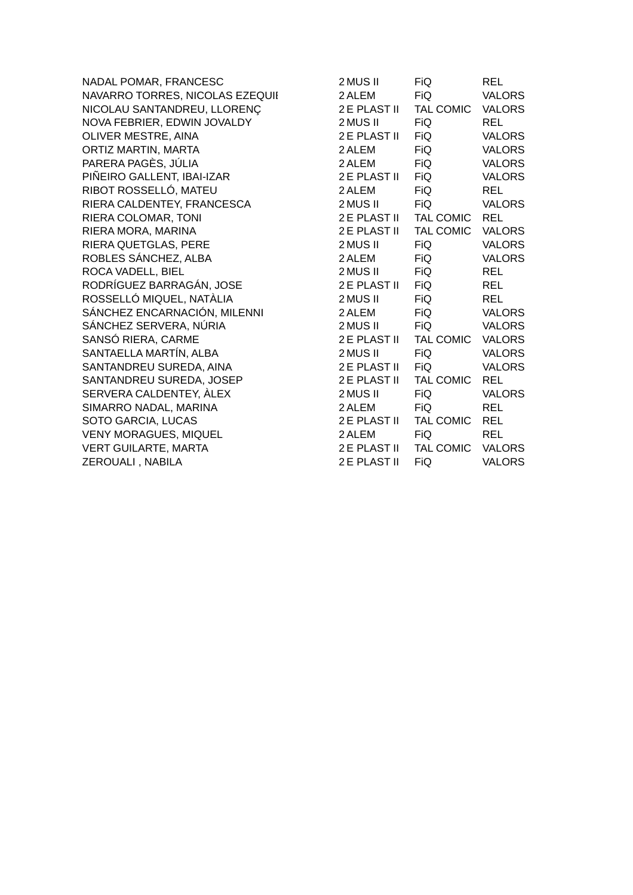| | | | |
|---|---|---|---|
| NADAL POMAR, FRANCESC | 2 MUS II | FiQ | REL |
| NAVARRO TORRES, NICOLAS EZEQUII | 2 ALEM | FiQ | VALORS |
| NICOLAU SANTANDREU, LLORENÇ | 2 E PLAST II | TAL COMIC | VALORS |
| NOVA FEBRIER, EDWIN JOVALDY | 2 MUS II | FiQ | REL |
| OLIVER MESTRE, AINA | 2 E PLAST II | FiQ | VALORS |
| ORTIZ MARTIN, MARTA | 2 ALEM | FiQ | VALORS |
| PARERA PAGÈS, JÚLIA | 2 ALEM | FiQ | VALORS |
| PIÑEIRO GALLENT, IBAI-IZAR | 2 E PLAST II | FiQ | VALORS |
| RIBOT ROSSELLÓ, MATEU | 2 ALEM | FiQ | REL |
| RIERA CALDENTEY, FRANCESCA | 2 MUS II | FiQ | VALORS |
| RIERA COLOMAR, TONI | 2 E PLAST II | TAL COMIC | REL |
| RIERA MORA, MARINA | 2 E PLAST II | TAL COMIC | VALORS |
| RIERA QUETGLAS, PERE | 2 MUS II | FiQ | VALORS |
| ROBLES SÁNCHEZ, ALBA | 2 ALEM | FiQ | VALORS |
| ROCA VADELL, BIEL | 2 MUS II | FiQ | REL |
| RODRÍGUEZ BARRAGÁN, JOSE | 2 E PLAST II | FiQ | REL |
| ROSSELLÓ MIQUEL, NATÀLIA | 2 MUS II | FiQ | REL |
| SÁNCHEZ ENCARNACIÓN, MILENNI | 2 ALEM | FiQ | VALORS |
| SÁNCHEZ SERVERA, NÚRIA | 2 MUS II | FiQ | VALORS |
| SANSÓ RIERA, CARME | 2 E PLAST II | TAL COMIC | VALORS |
| SANTAELLA MARTÍN, ALBA | 2 MUS II | FiQ | VALORS |
| SANTANDREU SUREDA, AINA | 2 E PLAST II | FiQ | VALORS |
| SANTANDREU SUREDA, JOSEP | 2 E PLAST II | TAL COMIC | REL |
| SERVERA CALDENTEY, ÀLEX | 2 MUS II | FiQ | VALORS |
| SIMARRO NADAL, MARINA | 2 ALEM | FiQ | REL |
| SOTO GARCIA, LUCAS | 2 E PLAST II | TAL COMIC | REL |
| VENY MORAGUES, MIQUEL | 2 ALEM | FiQ | REL |
| VERT GUILARTE, MARTA | 2 E PLAST II | TAL COMIC | VALORS |
| ZEROUALI , NABILA | 2 E PLAST II | FiQ | VALORS |